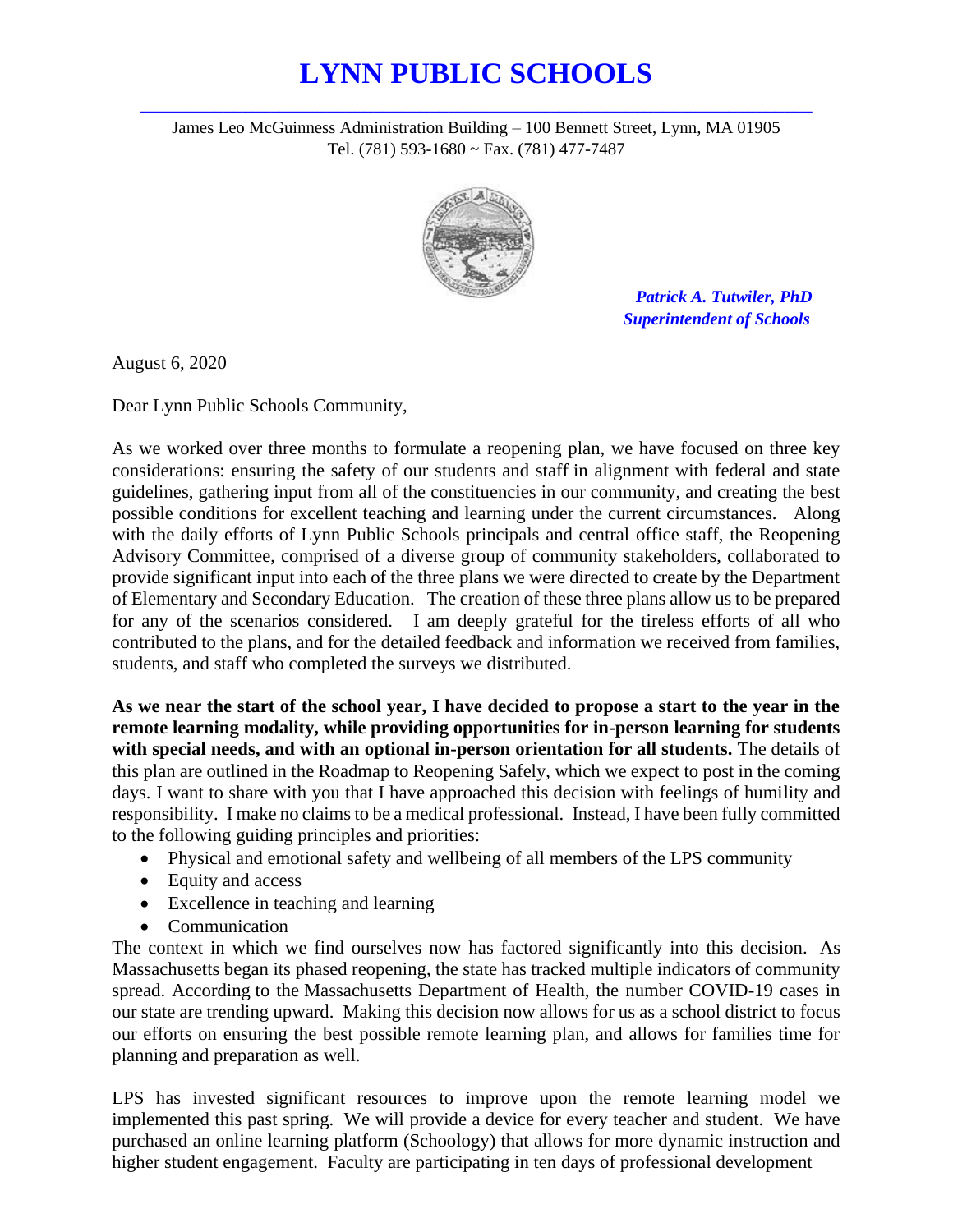# LYNN PUBLIC SCHOOLS

James Leo McGuinness Administration Building – 100 Bennett Street, Lynn, MA 01905
Tel. (781) 593-1680 ~ Fax. (781) 477-7487

***Patrick A. Tutwiler, PhD***
***Superintendent of Schools***

August 6, 2020

Dear Lynn Public Schools Community,

As we worked over three months to formulate a reopening plan, we have focused on three key considerations: ensuring the safety of our students and staff in alignment with federal and state guidelines, gathering input from all of the constituencies in our community, and creating the best possible conditions for excellent teaching and learning under the current circumstances. Along with the daily efforts of Lynn Public Schools principals and central office staff, the Reopening Advisory Committee, comprised of a diverse group of community stakeholders, collaborated to provide significant input into each of the three plans we were directed to create by the Department of Elementary and Secondary Education. The creation of these three plans allow us to be prepared for any of the scenarios considered. I am deeply grateful for the tireless efforts of all who contributed to the plans, and for the detailed feedback and information we received from families, students, and staff who completed the surveys we distributed.

**As we near the start of the school year, I have decided to propose a start to the year in the remote learning modality, while providing opportunities for in-person learning for students with special needs, and with an optional in-person orientation for all students.** The details of this plan are outlined in the Roadmap to Reopening Safely, which we expect to post in the coming days. I want to share with you that I have approached this decision with feelings of humility and responsibility. I make no claims to be a medical professional. Instead, I have been fully committed to the following guiding principles and priorities:

- Physical and emotional safety and wellbeing of all members of the LPS community
- Equity and access
- Excellence in teaching and learning
- Communication

The context in which we find ourselves now has factored significantly into this decision. As Massachusetts began its phased reopening, the state has tracked multiple indicators of community spread. According to the Massachusetts Department of Health, the number COVID-19 cases in our state are trending upward. Making this decision now allows for us as a school district to focus our efforts on ensuring the best possible remote learning plan, and allows for families time for planning and preparation as well.

LPS has invested significant resources to improve upon the remote learning model we implemented this past spring. We will provide a device for every teacher and student. We have purchased an online learning platform (Schoology) that allows for more dynamic instruction and higher student engagement. Faculty are participating in ten days of professional development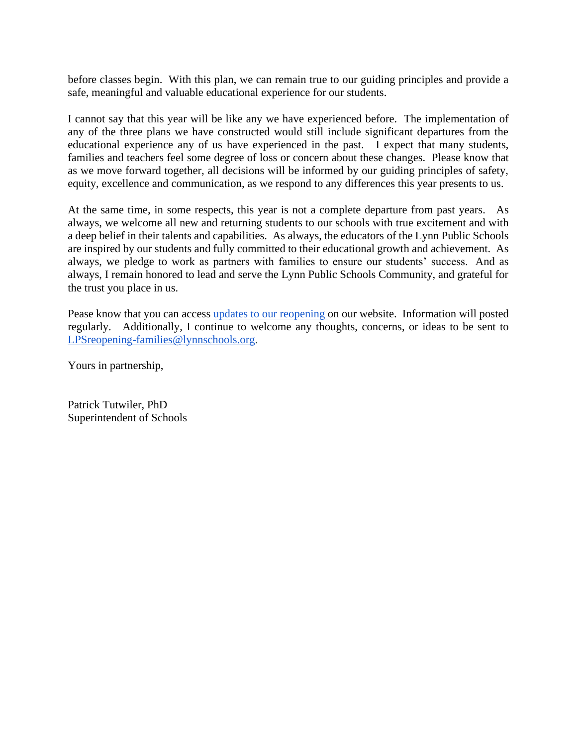before classes begin. With this plan, we can remain true to our guiding principles and provide a safe, meaningful and valuable educational experience for our students.

I cannot say that this year will be like any we have experienced before. The implementation of any of the three plans we have constructed would still include significant departures from the educational experience any of us have experienced in the past. I expect that many students, families and teachers feel some degree of loss or concern about these changes. Please know that as we move forward together, all decisions will be informed by our guiding principles of safety, equity, excellence and communication, as we respond to any differences this year presents to us.

At the same time, in some respects, this year is not a complete departure from past years. As always, we welcome all new and returning students to our schools with true excitement and with a deep belief in their talents and capabilities. As always, the educators of the Lynn Public Schools are inspired by our students and fully committed to their educational growth and achievement. As always, we pledge to work as partners with families to ensure our students' success. And as always, I remain honored to lead and serve the Lynn Public Schools Community, and grateful for the trust you place in us.

Pease know that you can access updates to our reopening on our website. Information will posted regularly. Additionally, I continue to welcome any thoughts, concerns, or ideas to be sent to LPSreopening-families@lynnschools.org.

Yours in partnership,

Patrick Tutwiler, PhD
Superintendent of Schools